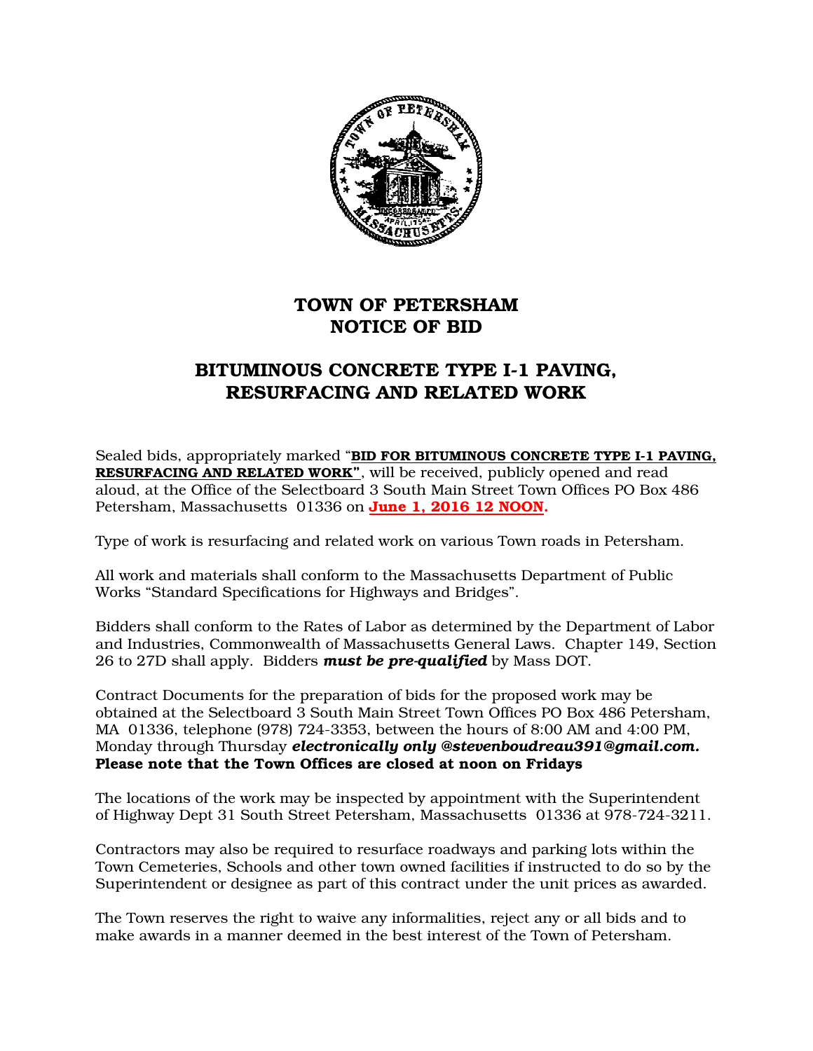# TOWN OF PETERSHAM
# NOTICE OF BID

## BITUMINOUS CONCRETE TYPE I-1 PAVING, RESURFACING AND RELATED WORK

Sealed bids, appropriately marked "**BID FOR BITUMINOUS CONCRETE TYPE I-1 PAVING, RESURFACING AND RELATED WORK"**, will be received, publicly opened and read aloud, at the Office of the Selectboard 3 South Main Street Town Offices PO Box 486 Petersham, Massachusetts 01336 on **June 1, 2016 12 NOON.**

Type of work is resurfacing and related work on various Town roads in Petersham.

All work and materials shall conform to the Massachusetts Department of Public Works "Standard Specifications for Highways and Bridges".

Bidders shall conform to the Rates of Labor as determined by the Department of Labor and Industries, Commonwealth of Massachusetts General Laws. Chapter 149, Section 26 to 27D shall apply. Bidders ***must be pre-qualified*** by Mass DOT.

Contract Documents for the preparation of bids for the proposed work may be obtained at the Selectboard 3 South Main Street Town Offices PO Box 486 Petersham, MA 01336, telephone (978) 724-3353, between the hours of 8:00 AM and 4:00 PM, Monday through Thursday ***electronically only @stevenboudreau391@gmail.com.*** **Please note that the Town Offices are closed at noon on Fridays**

The locations of the work may be inspected by appointment with the Superintendent of Highway Dept 31 South Street Petersham, Massachusetts 01336 at 978-724-3211.

Contractors may also be required to resurface roadways and parking lots within the Town Cemeteries, Schools and other town owned facilities if instructed to do so by the Superintendent or designee as part of this contract under the unit prices as awarded.

The Town reserves the right to waive any informalities, reject any or all bids and to make awards in a manner deemed in the best interest of the Town of Petersham.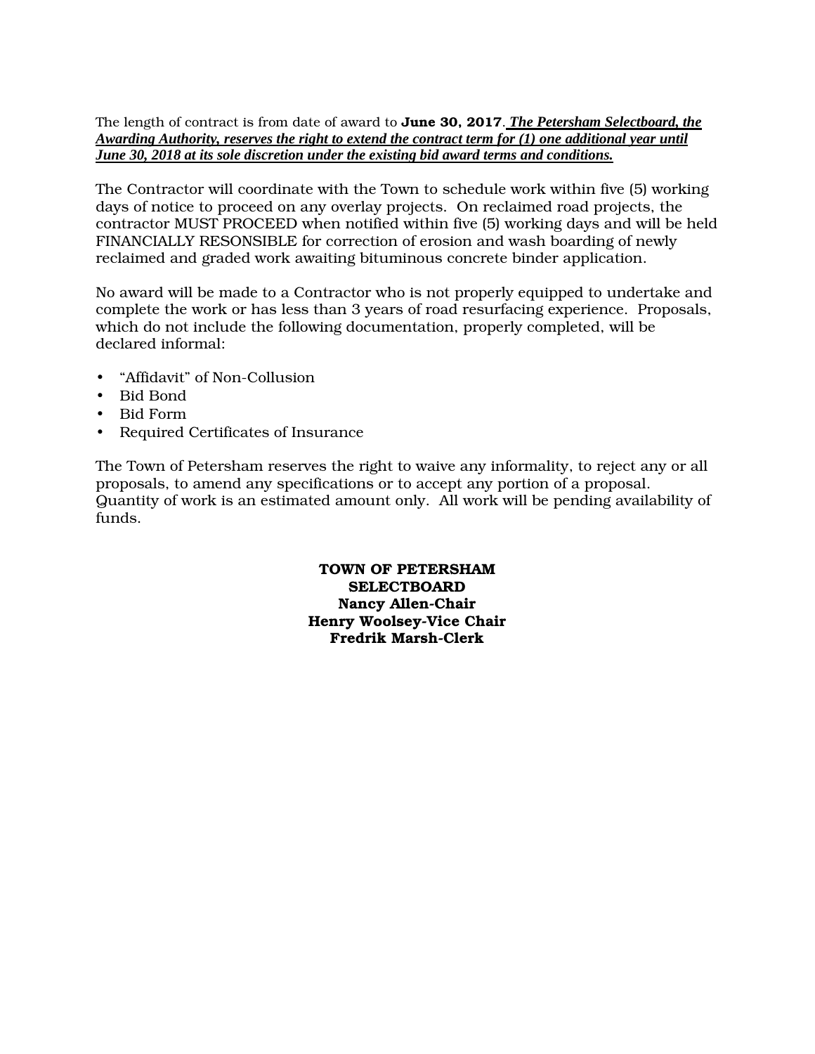The length of contract is from date of award to **June 30, 2017**. ***The Petersham Selectboard, the Awarding Authority, reserves the right to extend the contract term for (1) one additional year until June 30, 2018 at its sole discretion under the existing bid award terms and conditions.***

The Contractor will coordinate with the Town to schedule work within five (5) working days of notice to proceed on any overlay projects. On reclaimed road projects, the contractor MUST PROCEED when notified within five (5) working days and will be held FINANCIALLY RESONSIBLE for correction of erosion and wash boarding of newly reclaimed and graded work awaiting bituminous concrete binder application.

No award will be made to a Contractor who is not properly equipped to undertake and complete the work or has less than 3 years of road resurfacing experience. Proposals, which do not include the following documentation, properly completed, will be declared informal:

- "Affidavit" of Non-Collusion
- Bid Bond
- Bid Form
- Required Certificates of Insurance

The Town of Petersham reserves the right to waive any informality, to reject any or all proposals, to amend any specifications or to accept any portion of a proposal. Quantity of work is an estimated amount only. All work will be pending availability of funds.

**TOWN OF PETERSHAM**
**SELECTBOARD**
**Nancy Allen-Chair**
**Henry Woolsey-Vice Chair**
**Fredrik Marsh-Clerk**